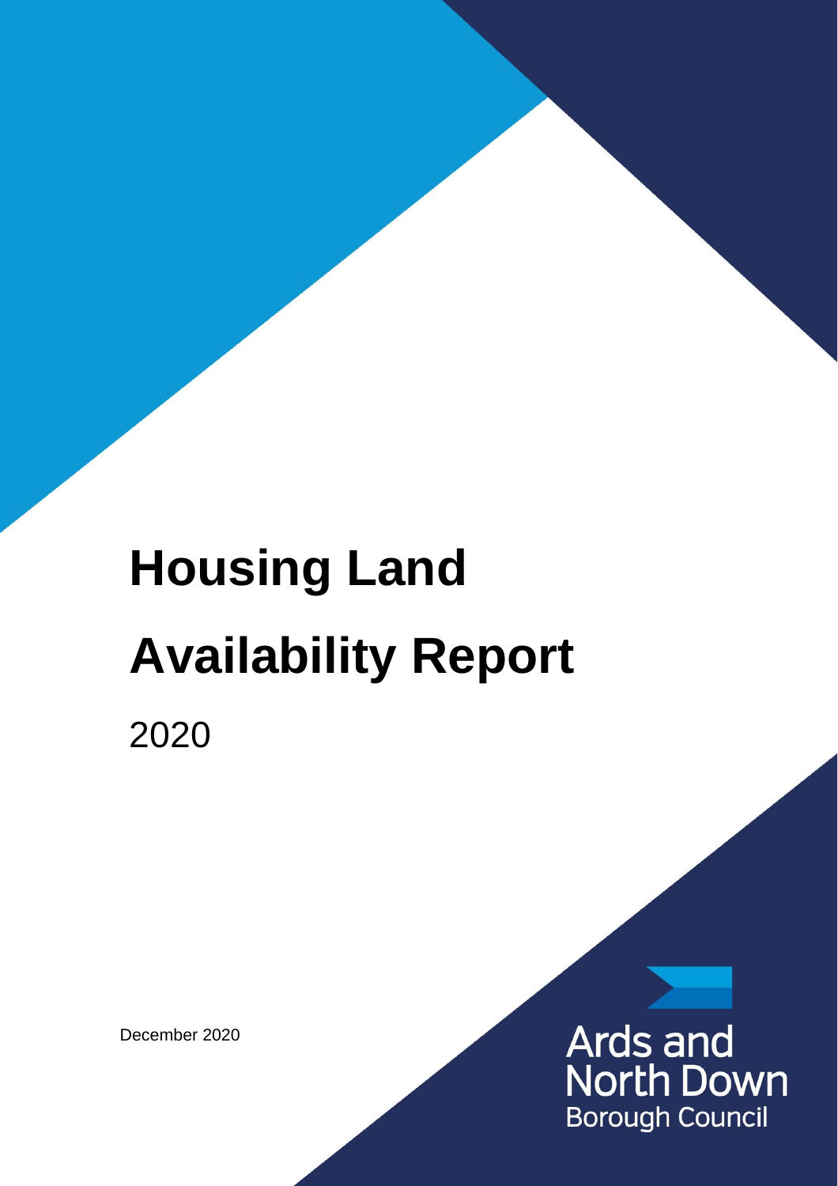# Housing Land Availability Report

2020

December 2020

Ards and North Down Borough Council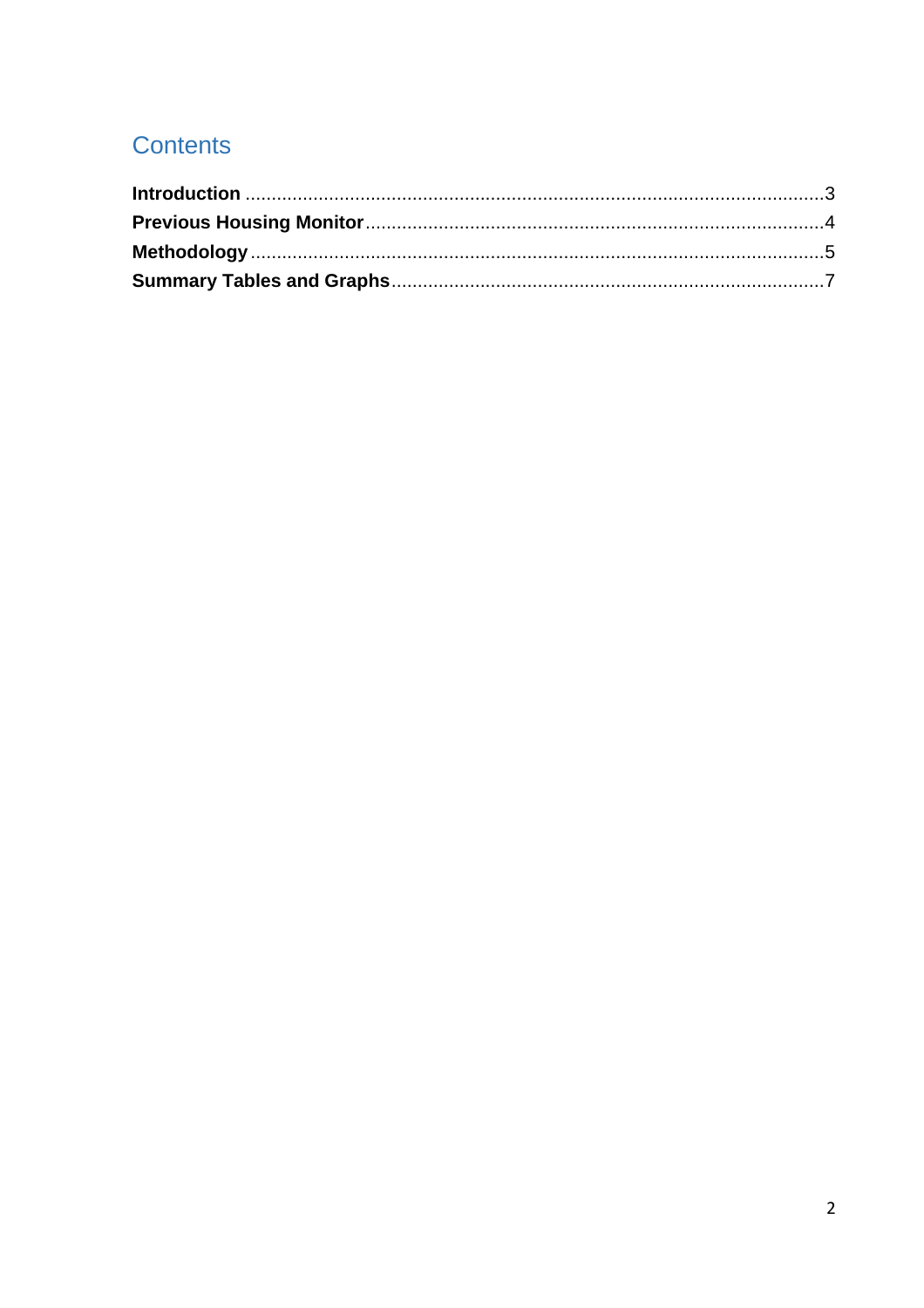# Contents

**Introduction** .............................................................................................................3
**Previous Housing Monitor**.......................................................................................4
**Methodology**............................................................................................................5
**Summary Tables and Graphs**..................................................................................7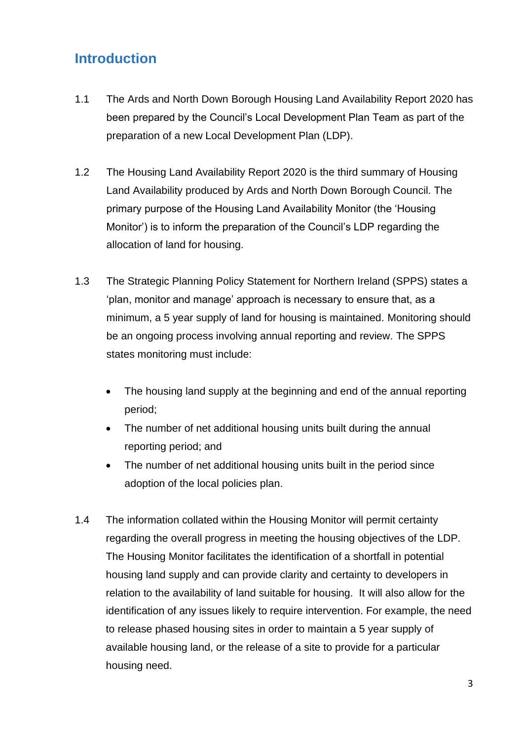## Introduction

1.1 The Ards and North Down Borough Housing Land Availability Report 2020 has been prepared by the Council's Local Development Plan Team as part of the preparation of a new Local Development Plan (LDP).

1.2 The Housing Land Availability Report 2020 is the third summary of Housing Land Availability produced by Ards and North Down Borough Council. The primary purpose of the Housing Land Availability Monitor (the 'Housing Monitor') is to inform the preparation of the Council's LDP regarding the allocation of land for housing.

1.3 The Strategic Planning Policy Statement for Northern Ireland (SPPS) states a 'plan, monitor and manage' approach is necessary to ensure that, as a minimum, a 5 year supply of land for housing is maintained. Monitoring should be an ongoing process involving annual reporting and review. The SPPS states monitoring must include:

- The housing land supply at the beginning and end of the annual reporting period;
- The number of net additional housing units built during the annual reporting period; and
- The number of net additional housing units built in the period since adoption of the local policies plan.

1.4 The information collated within the Housing Monitor will permit certainty regarding the overall progress in meeting the housing objectives of the LDP. The Housing Monitor facilitates the identification of a shortfall in potential housing land supply and can provide clarity and certainty to developers in relation to the availability of land suitable for housing. It will also allow for the identification of any issues likely to require intervention. For example, the need to release phased housing sites in order to maintain a 5 year supply of available housing land, or the release of a site to provide for a particular housing need.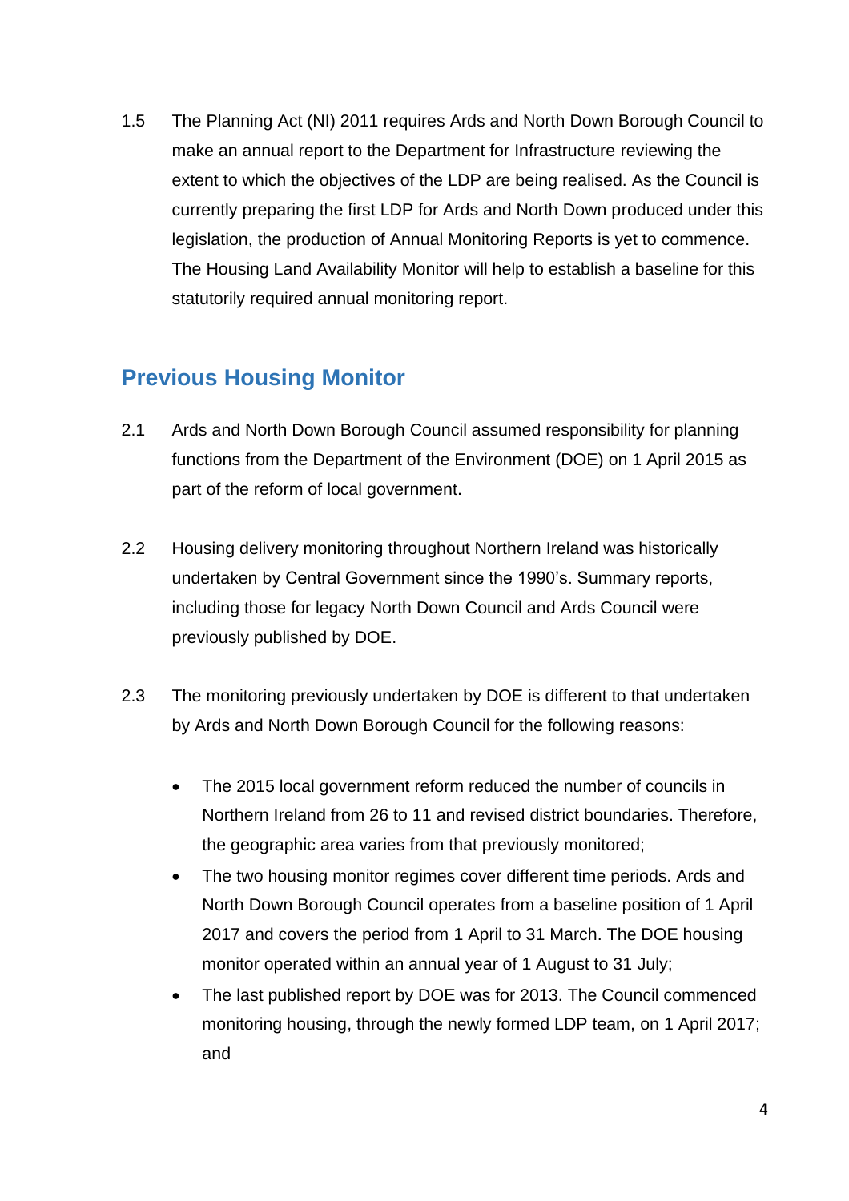1.5 The Planning Act (NI) 2011 requires Ards and North Down Borough Council to make an annual report to the Department for Infrastructure reviewing the extent to which the objectives of the LDP are being realised. As the Council is currently preparing the first LDP for Ards and North Down produced under this legislation, the production of Annual Monitoring Reports is yet to commence. The Housing Land Availability Monitor will help to establish a baseline for this statutorily required annual monitoring report.

## Previous Housing Monitor

2.1 Ards and North Down Borough Council assumed responsibility for planning functions from the Department of the Environment (DOE) on 1 April 2015 as part of the reform of local government.

2.2 Housing delivery monitoring throughout Northern Ireland was historically undertaken by Central Government since the 1990's. Summary reports, including those for legacy North Down Council and Ards Council were previously published by DOE.

2.3 The monitoring previously undertaken by DOE is different to that undertaken by Ards and North Down Borough Council for the following reasons:

- The 2015 local government reform reduced the number of councils in Northern Ireland from 26 to 11 and revised district boundaries. Therefore, the geographic area varies from that previously monitored;
- The two housing monitor regimes cover different time periods. Ards and North Down Borough Council operates from a baseline position of 1 April 2017 and covers the period from 1 April to 31 March. The DOE housing monitor operated within an annual year of 1 August to 31 July;
- The last published report by DOE was for 2013. The Council commenced monitoring housing, through the newly formed LDP team, on 1 April 2017; and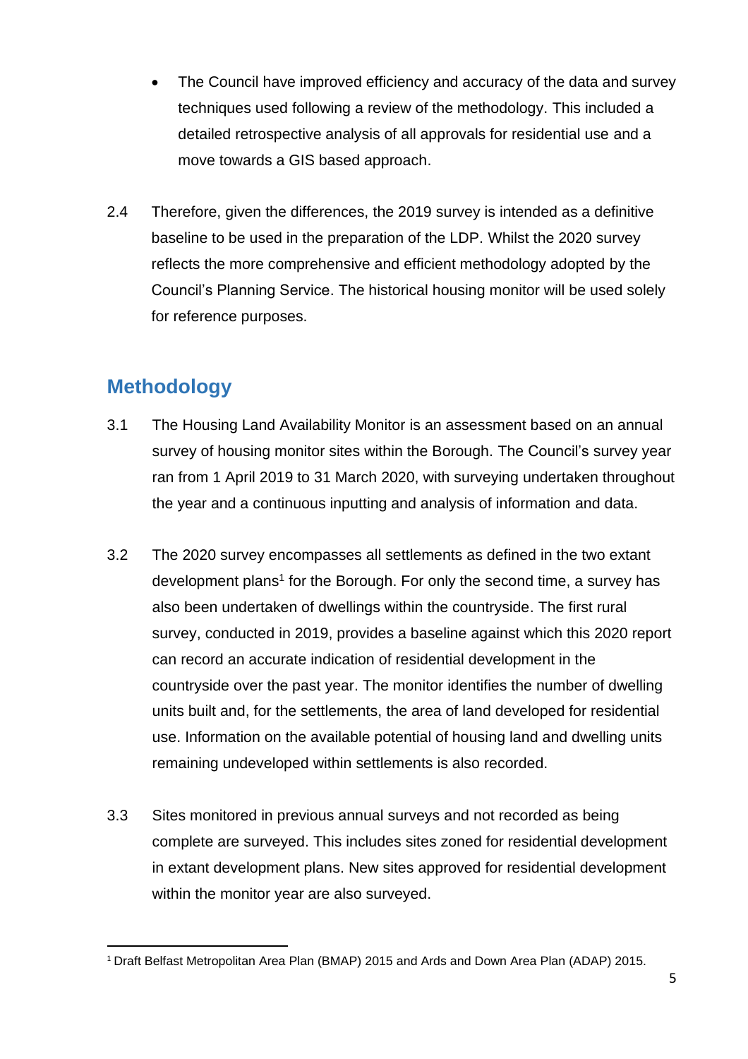- The Council have improved efficiency and accuracy of the data and survey techniques used following a review of the methodology. This included a detailed retrospective analysis of all approvals for residential use and a move towards a GIS based approach.

2.4 Therefore, given the differences, the 2019 survey is intended as a definitive baseline to be used in the preparation of the LDP. Whilst the 2020 survey reflects the more comprehensive and efficient methodology adopted by the Council's Planning Service. The historical housing monitor will be used solely for reference purposes.

## Methodology

3.1 The Housing Land Availability Monitor is an assessment based on an annual survey of housing monitor sites within the Borough. The Council's survey year ran from 1 April 2019 to 31 March 2020, with surveying undertaken throughout the year and a continuous inputting and analysis of information and data.

3.2 The 2020 survey encompasses all settlements as defined in the two extant development plans[1] for the Borough. For only the second time, a survey has also been undertaken of dwellings within the countryside. The first rural survey, conducted in 2019, provides a baseline against which this 2020 report can record an accurate indication of residential development in the countryside over the past year. The monitor identifies the number of dwelling units built and, for the settlements, the area of land developed for residential use. Information on the available potential of housing land and dwelling units remaining undeveloped within settlements is also recorded.

3.3 Sites monitored in previous annual surveys and not recorded as being complete are surveyed. This includes sites zoned for residential development in extant development plans. New sites approved for residential development within the monitor year are also surveyed.

[1] Draft Belfast Metropolitan Area Plan (BMAP) 2015 and Ards and Down Area Plan (ADAP) 2015.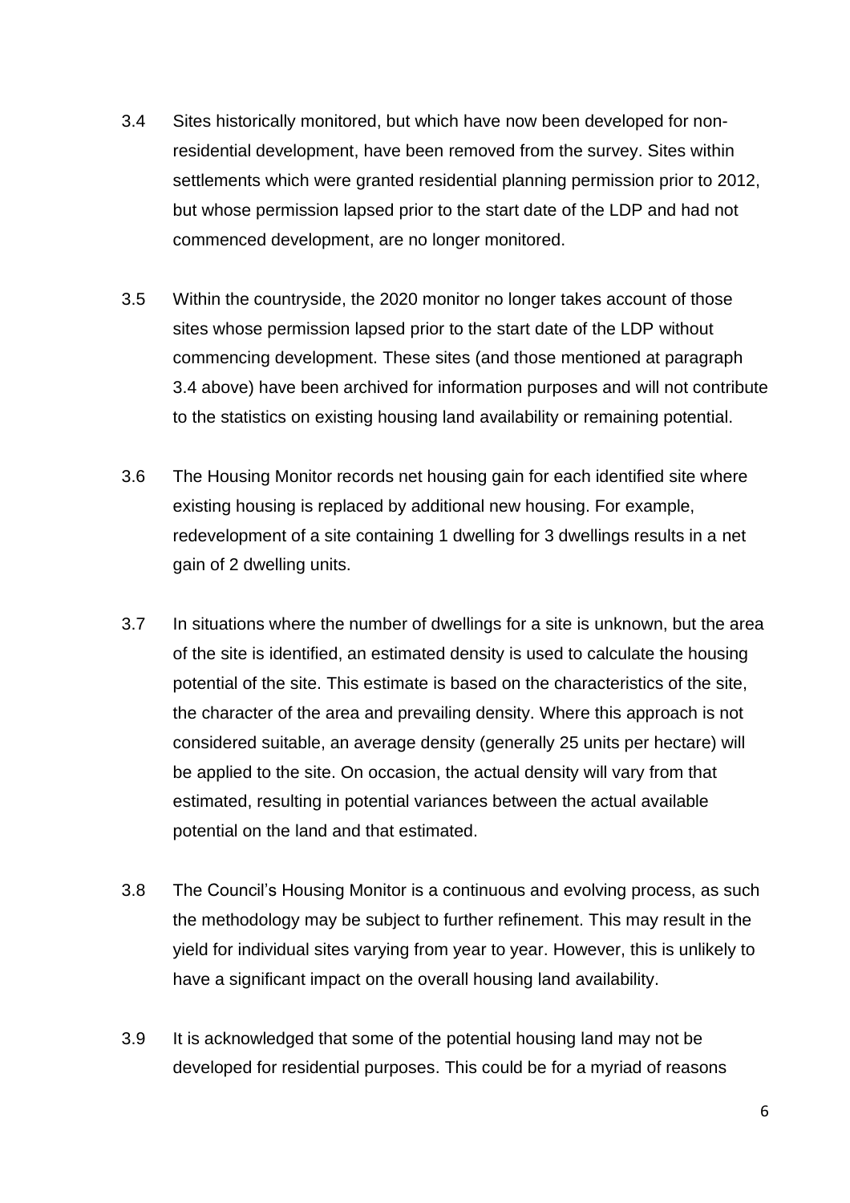3.4 Sites historically monitored, but which have now been developed for non-residential development, have been removed from the survey. Sites within settlements which were granted residential planning permission prior to 2012, but whose permission lapsed prior to the start date of the LDP and had not commenced development, are no longer monitored.

3.5 Within the countryside, the 2020 monitor no longer takes account of those sites whose permission lapsed prior to the start date of the LDP without commencing development. These sites (and those mentioned at paragraph 3.4 above) have been archived for information purposes and will not contribute to the statistics on existing housing land availability or remaining potential.

3.6 The Housing Monitor records net housing gain for each identified site where existing housing is replaced by additional new housing. For example, redevelopment of a site containing 1 dwelling for 3 dwellings results in a net gain of 2 dwelling units.

3.7 In situations where the number of dwellings for a site is unknown, but the area of the site is identified, an estimated density is used to calculate the housing potential of the site. This estimate is based on the characteristics of the site, the character of the area and prevailing density. Where this approach is not considered suitable, an average density (generally 25 units per hectare) will be applied to the site. On occasion, the actual density will vary from that estimated, resulting in potential variances between the actual available potential on the land and that estimated.

3.8 The Council's Housing Monitor is a continuous and evolving process, as such the methodology may be subject to further refinement. This may result in the yield for individual sites varying from year to year. However, this is unlikely to have a significant impact on the overall housing land availability.

3.9 It is acknowledged that some of the potential housing land may not be developed for residential purposes. This could be for a myriad of reasons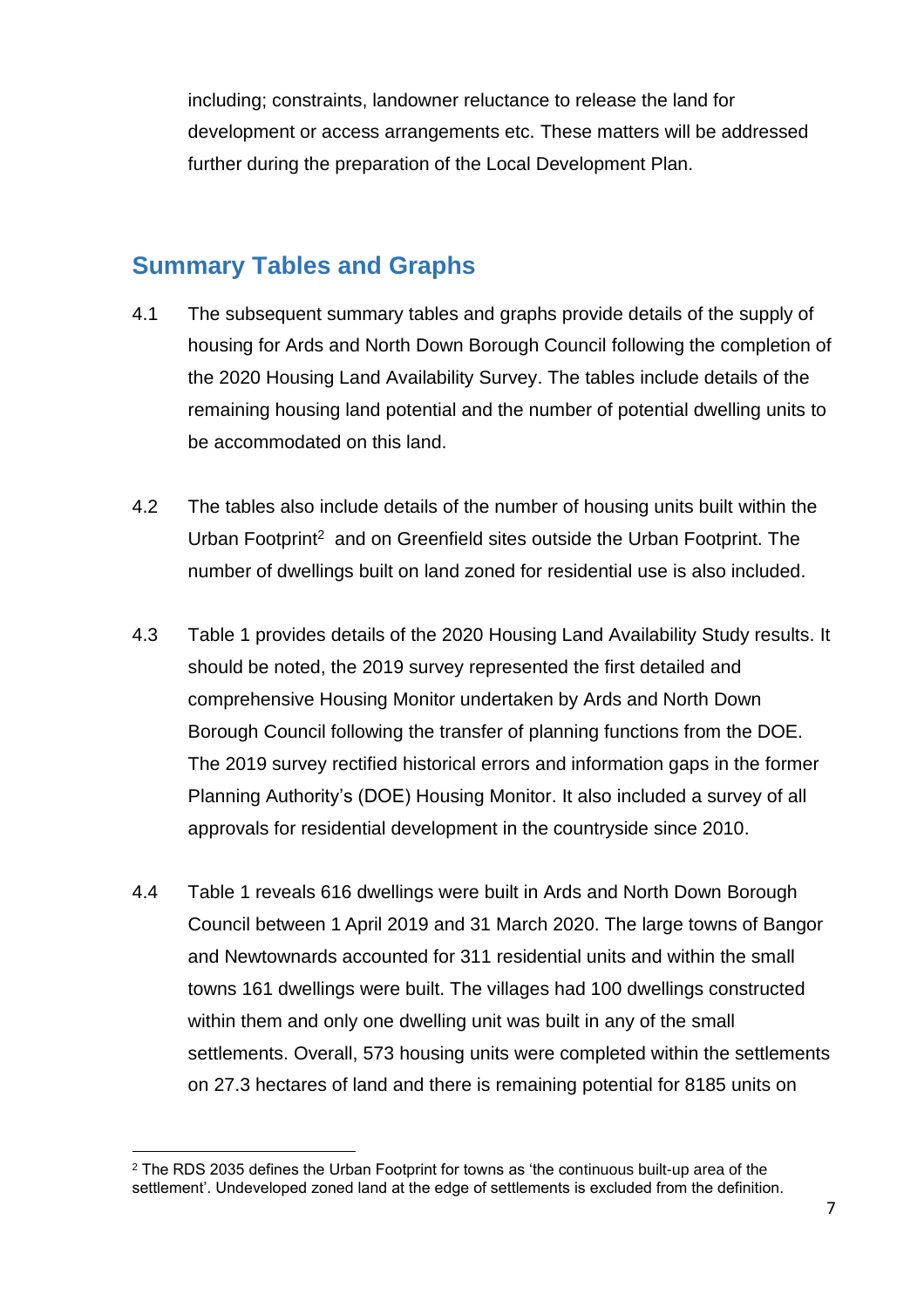including; constraints, landowner reluctance to release the land for development or access arrangements etc. These matters will be addressed further during the preparation of the Local Development Plan.

## Summary Tables and Graphs

4.1 The subsequent summary tables and graphs provide details of the supply of housing for Ards and North Down Borough Council following the completion of the 2020 Housing Land Availability Survey. The tables include details of the remaining housing land potential and the number of potential dwelling units to be accommodated on this land.

4.2 The tables also include details of the number of housing units built within the Urban Footprint[2] and on Greenfield sites outside the Urban Footprint. The number of dwellings built on land zoned for residential use is also included.

4.3 Table 1 provides details of the 2020 Housing Land Availability Study results. It should be noted, the 2019 survey represented the first detailed and comprehensive Housing Monitor undertaken by Ards and North Down Borough Council following the transfer of planning functions from the DOE. The 2019 survey rectified historical errors and information gaps in the former Planning Authority's (DOE) Housing Monitor. It also included a survey of all approvals for residential development in the countryside since 2010.

4.4 Table 1 reveals 616 dwellings were built in Ards and North Down Borough Council between 1 April 2019 and 31 March 2020. The large towns of Bangor and Newtownards accounted for 311 residential units and within the small towns 161 dwellings were built. The villages had 100 dwellings constructed within them and only one dwelling unit was built in any of the small settlements. Overall, 573 housing units were completed within the settlements on 27.3 hectares of land and there is remaining potential for 8185 units on

[2] The RDS 2035 defines the Urban Footprint for towns as 'the continuous built-up area of the settlement'. Undeveloped zoned land at the edge of settlements is excluded from the definition.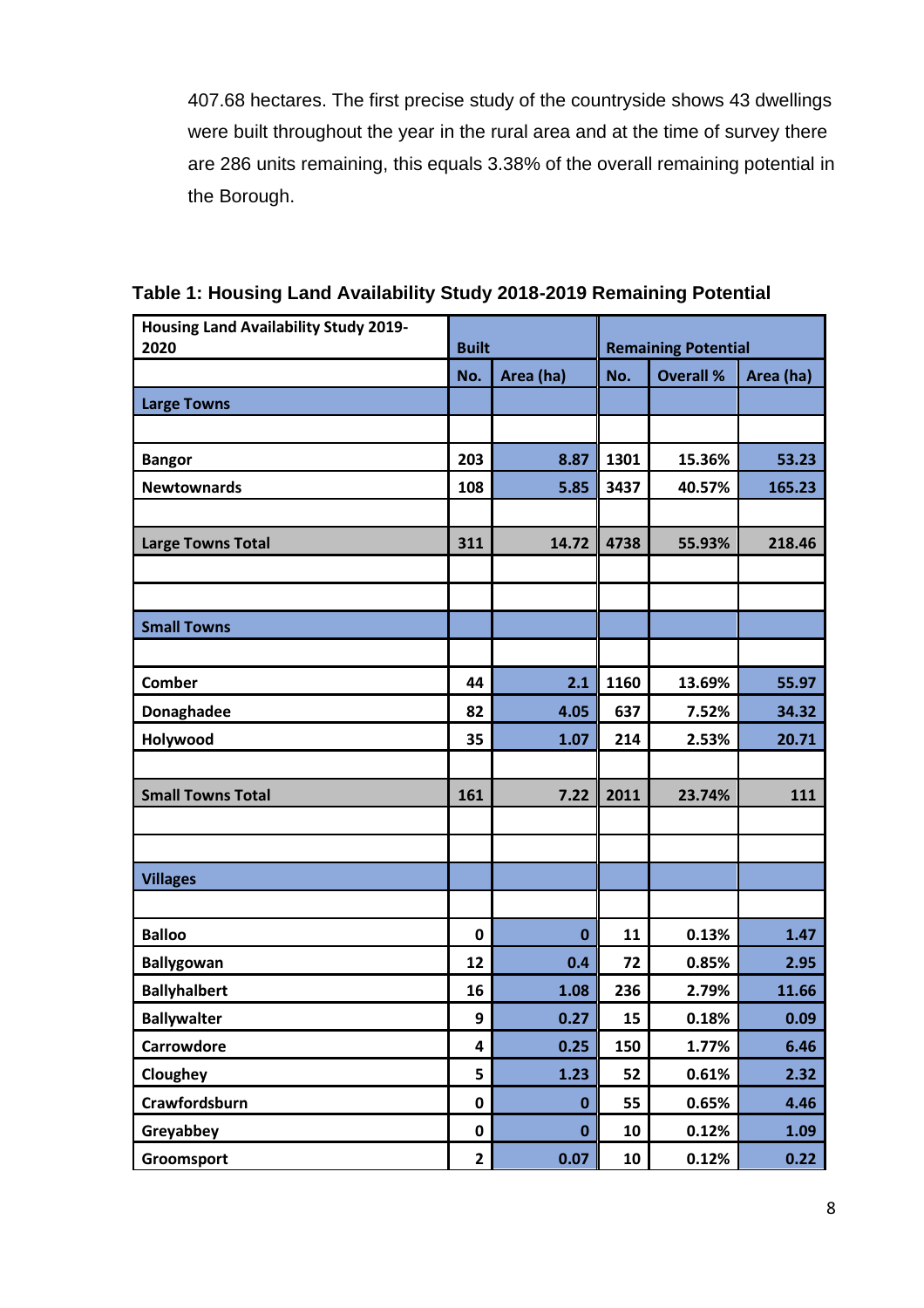407.68 hectares. The first precise study of the countryside shows 43 dwellings were built throughout the year in the rural area and at the time of survey there are 286 units remaining, this equals 3.38% of the overall remaining potential in the Borough.

**Table 1: Housing Land Availability Study 2018-2019 Remaining Potential**

| Housing Land Availability Study 2019-2020 | Built | | Remaining Potential | | |
|---|---|---|---|---|---|
| | No. | Area (ha) | No. | Overall % | Area (ha) |
| **Large Towns** | | | | | |
| | | | | | |
| **Bangor** | 203 | 8.87 | 1301 | 15.36% | 53.23 |
| **Newtownards** | 108 | 5.85 | 3437 | 40.57% | 165.23 |
| | | | | | |
| **Large Towns Total** | 311 | 14.72 | 4738 | 55.93% | 218.46 |
| | | | | | |
| | | | | | |
| **Small Towns** | | | | | |
| | | | | | |
| **Comber** | 44 | 2.1 | 1160 | 13.69% | 55.97 |
| **Donaghadee** | 82 | 4.05 | 637 | 7.52% | 34.32 |
| **Holywood** | 35 | 1.07 | 214 | 2.53% | 20.71 |
| | | | | | |
| **Small Towns Total** | 161 | 7.22 | 2011 | 23.74% | 111 |
| | | | | | |
| | | | | | |
| **Villages** | | | | | |
| | | | | | |
| **Balloo** | 0 | 0 | 11 | 0.13% | 1.47 |
| **Ballygowan** | 12 | 0.4 | 72 | 0.85% | 2.95 |
| **Ballyhalbert** | 16 | 1.08 | 236 | 2.79% | 11.66 |
| **Ballywalter** | 9 | 0.27 | 15 | 0.18% | 0.09 |
| **Carrowdore** | 4 | 0.25 | 150 | 1.77% | 6.46 |
| **Cloughey** | 5 | 1.23 | 52 | 0.61% | 2.32 |
| **Crawfordsburn** | 0 | 0 | 55 | 0.65% | 4.46 |
| **Greyabbey** | 0 | 0 | 10 | 0.12% | 1.09 |
| **Groomsport** | 2 | 0.07 | 10 | 0.12% | 0.22 |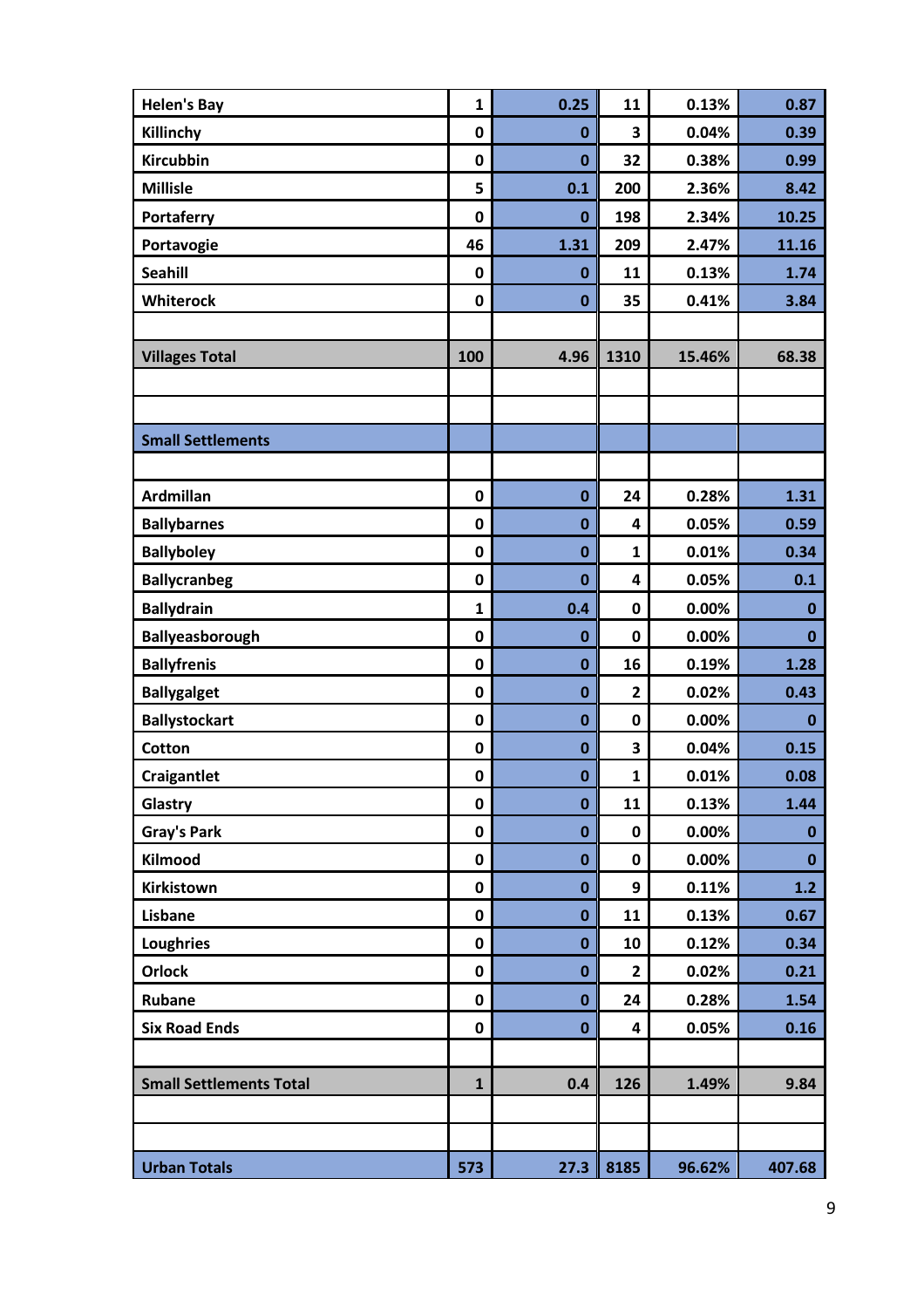| | | | | | |
|---|---|---|---|---|---|
| **Helen's Bay** | **1** | **0.25** | **11** | **0.13%** | **0.87** |
| **Killinchy** | **0** | **0** | **3** | **0.04%** | **0.39** |
| **Kircubbin** | **0** | **0** | **32** | **0.38%** | **0.99** |
| **Millisle** | **5** | **0.1** | **200** | **2.36%** | **8.42** |
| **Portaferry** | **0** | **0** | **198** | **2.34%** | **10.25** |
| **Portavogie** | **46** | **1.31** | **209** | **2.47%** | **11.16** |
| **Seahill** | **0** | **0** | **11** | **0.13%** | **1.74** |
| **Whiterock** | **0** | **0** | **35** | **0.41%** | **3.84** |
| | | | | | |
| **Villages Total** | **100** | **4.96** | **1310** | **15.46%** | **68.38** |
| | | | | | |
| | | | | | |
| **Small Settlements** | | | | | |
| | | | | | |
| **Ardmillan** | **0** | **0** | **24** | **0.28%** | **1.31** |
| **Ballybarnes** | **0** | **0** | **4** | **0.05%** | **0.59** |
| **Ballyboley** | **0** | **0** | **1** | **0.01%** | **0.34** |
| **Ballycranbeg** | **0** | **0** | **4** | **0.05%** | **0.1** |
| **Ballydrain** | **1** | **0.4** | **0** | **0.00%** | **0** |
| **Ballyeasborough** | **0** | **0** | **0** | **0.00%** | **0** |
| **Ballyfrenis** | **0** | **0** | **16** | **0.19%** | **1.28** |
| **Ballygalget** | **0** | **0** | **2** | **0.02%** | **0.43** |
| **Ballystockart** | **0** | **0** | **0** | **0.00%** | **0** |
| **Cotton** | **0** | **0** | **3** | **0.04%** | **0.15** |
| **Craigantlet** | **0** | **0** | **1** | **0.01%** | **0.08** |
| **Glastry** | **0** | **0** | **11** | **0.13%** | **1.44** |
| **Gray's Park** | **0** | **0** | **0** | **0.00%** | **0** |
| **Kilmood** | **0** | **0** | **0** | **0.00%** | **0** |
| **Kirkistown** | **0** | **0** | **9** | **0.11%** | **1.2** |
| **Lisbane** | **0** | **0** | **11** | **0.13%** | **0.67** |
| **Loughries** | **0** | **0** | **10** | **0.12%** | **0.34** |
| **Orlock** | **0** | **0** | **2** | **0.02%** | **0.21** |
| **Rubane** | **0** | **0** | **24** | **0.28%** | **1.54** |
| **Six Road Ends** | **0** | **0** | **4** | **0.05%** | **0.16** |
| | | | | | |
| **Small Settlements Total** | **1** | **0.4** | **126** | **1.49%** | **9.84** |
| | | | | | |
| | | | | | |
| **Urban Totals** | **573** | **27.3** | **8185** | **96.62%** | **407.68** |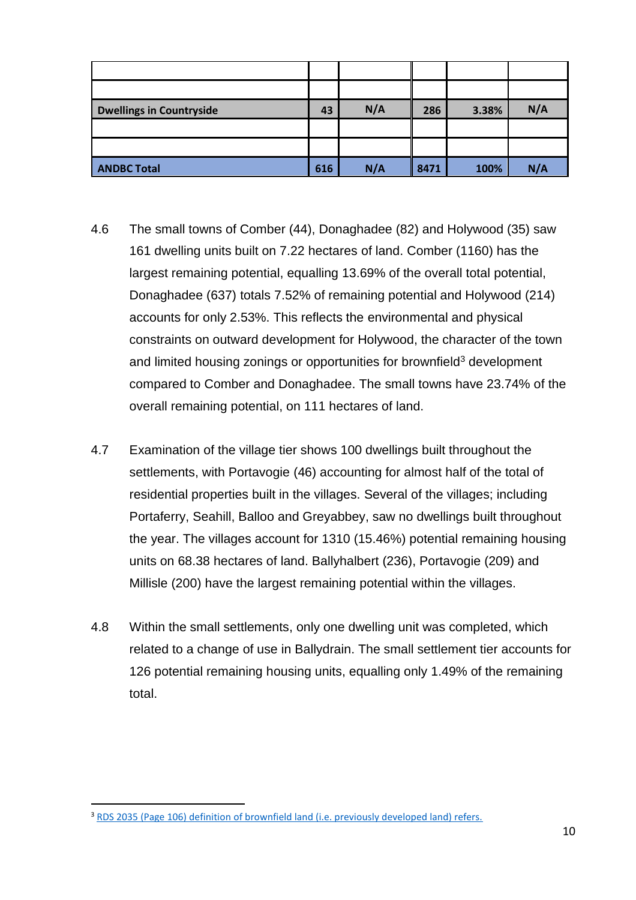| | | | | | |
|---|---|---|---|---|---|
| | | | | | |
| | | | | | |
| **Dwellings in Countryside** | **43** | **N/A** | **286** | **3.38%** | **N/A** |
| | | | | | |
| | | | | | |
| **ANDBC Total** | **616** | **N/A** | **8471** | **100%** | **N/A** |

4.6 The small towns of Comber (44), Donaghadee (82) and Holywood (35) saw 161 dwelling units built on 7.22 hectares of land. Comber (1160) has the largest remaining potential, equalling 13.69% of the overall total potential, Donaghadee (637) totals 7.52% of remaining potential and Holywood (214) accounts for only 2.53%. This reflects the environmental and physical constraints on outward development for Holywood, the character of the town and limited housing zonings or opportunities for brownfield[3] development compared to Comber and Donaghadee. The small towns have 23.74% of the overall remaining potential, on 111 hectares of land.

4.7 Examination of the village tier shows 100 dwellings built throughout the settlements, with Portavogie (46) accounting for almost half of the total of residential properties built in the villages. Several of the villages; including Portaferry, Seahill, Balloo and Greyabbey, saw no dwellings built throughout the year. The villages account for 1310 (15.46%) potential remaining housing units on 68.38 hectares of land. Ballyhalbert (236), Portavogie (209) and Millisle (200) have the largest remaining potential within the villages.

4.8 Within the small settlements, only one dwelling unit was completed, which related to a change of use in Ballydrain. The small settlement tier accounts for 126 potential remaining housing units, equalling only 1.49% of the remaining total.

[3] RDS 2035 (Page 106) definition of brownfield land (i.e. previously developed land) refers.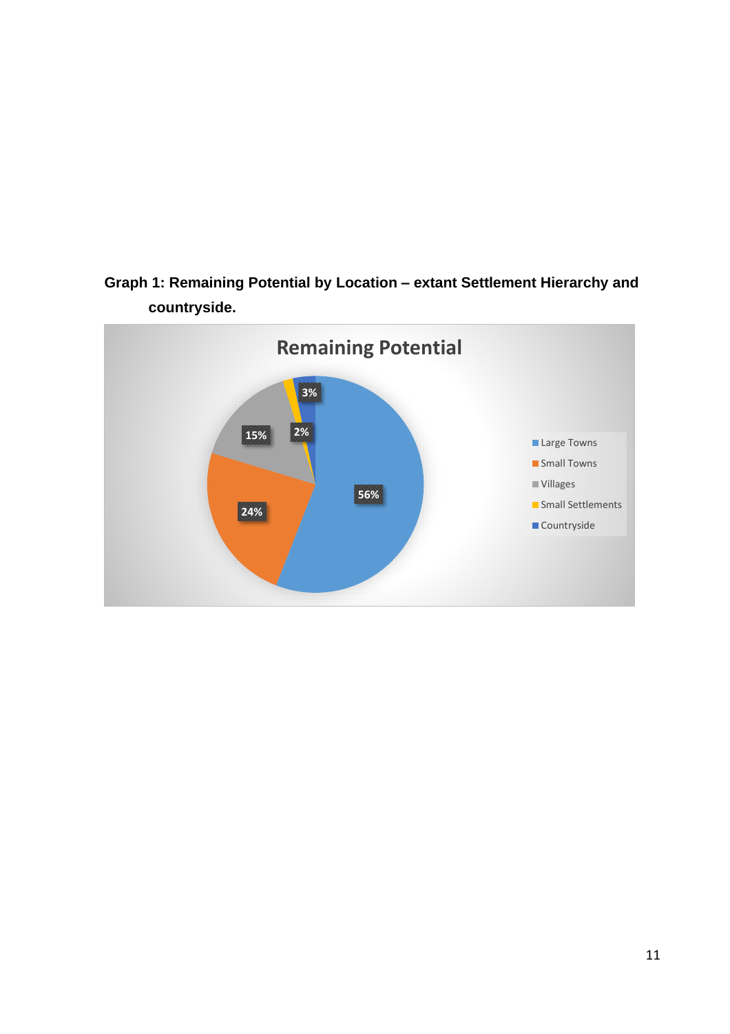**Graph 1: Remaining Potential by Location – extant Settlement Hierarchy and countryside.**

Remaining Potential

| Location | Percentage |
| --- | --- |
| Large Towns | 56% |
| Small Towns | 24% |
| Villages | 15% |
| Small Settlements | 2% |
| Countryside | 3% |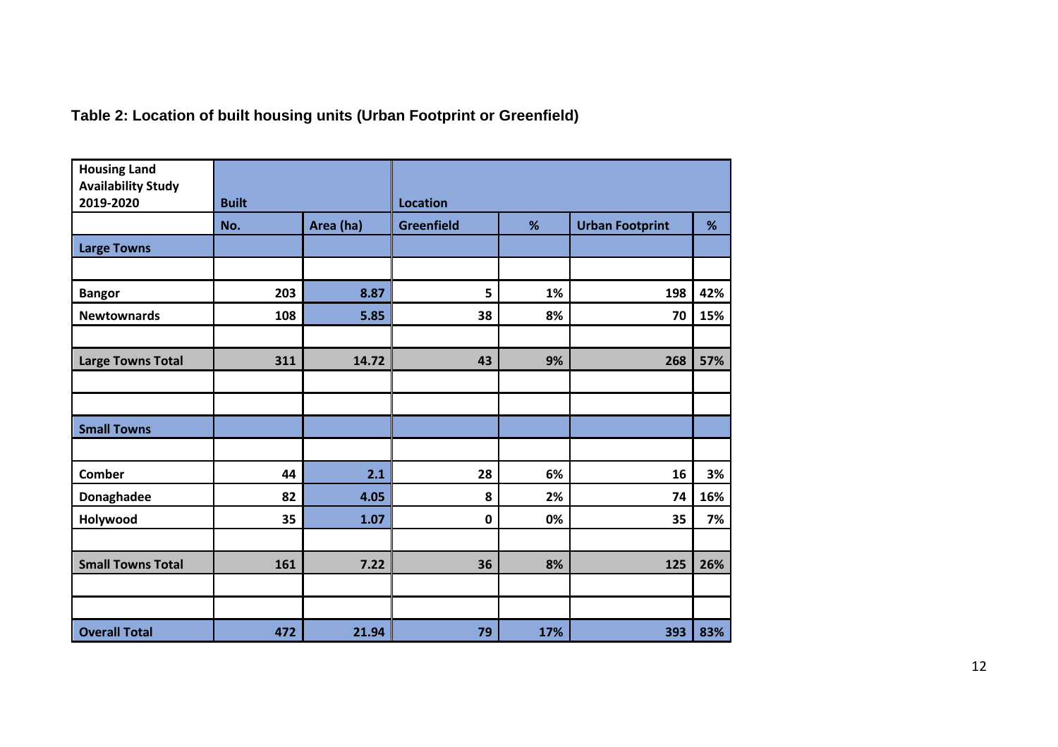**Table 2: Location of built housing units (Urban Footprint or Greenfield)**

| Housing Land Availability Study 2019-2020 | Built | | Location | | | |
|---|---|---|---|---|---|---|
| | No. | Area (ha) | Greenfield | % | Urban Footprint | % |
| **Large Towns** | | | | | | |
| | | | | | | |
| **Bangor** | 203 | 8.87 | 5 | 1% | 198 | 42% |
| **Newtownards** | 108 | 5.85 | 38 | 8% | 70 | 15% |
| | | | | | | |
| **Large Towns Total** | 311 | 14.72 | 43 | 9% | 268 | 57% |
| | | | | | | |
| | | | | | | |
| **Small Towns** | | | | | | |
| | | | | | | |
| **Comber** | 44 | 2.1 | 28 | 6% | 16 | 3% |
| **Donaghadee** | 82 | 4.05 | 8 | 2% | 74 | 16% |
| **Holywood** | 35 | 1.07 | 0 | 0% | 35 | 7% |
| | | | | | | |
| **Small Towns Total** | 161 | 7.22 | 36 | 8% | 125 | 26% |
| | | | | | | |
| | | | | | | |
| **Overall Total** | 472 | 21.94 | 79 | 17% | 393 | 83% |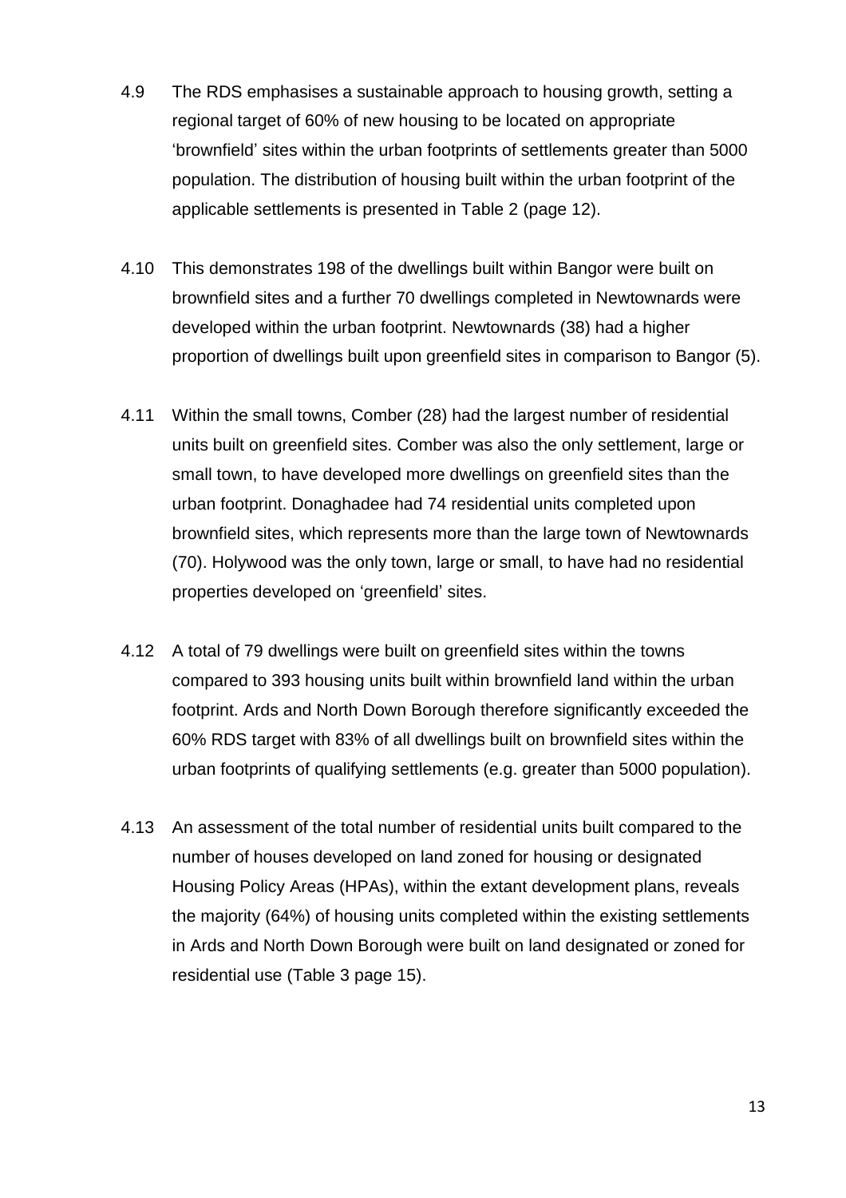4.9 The RDS emphasises a sustainable approach to housing growth, setting a regional target of 60% of new housing to be located on appropriate 'brownfield' sites within the urban footprints of settlements greater than 5000 population. The distribution of housing built within the urban footprint of the applicable settlements is presented in Table 2 (page 12).

4.10 This demonstrates 198 of the dwellings built within Bangor were built on brownfield sites and a further 70 dwellings completed in Newtownards were developed within the urban footprint. Newtownards (38) had a higher proportion of dwellings built upon greenfield sites in comparison to Bangor (5).

4.11 Within the small towns, Comber (28) had the largest number of residential units built on greenfield sites. Comber was also the only settlement, large or small town, to have developed more dwellings on greenfield sites than the urban footprint. Donaghadee had 74 residential units completed upon brownfield sites, which represents more than the large town of Newtownards (70). Holywood was the only town, large or small, to have had no residential properties developed on 'greenfield' sites.

4.12 A total of 79 dwellings were built on greenfield sites within the towns compared to 393 housing units built within brownfield land within the urban footprint. Ards and North Down Borough therefore significantly exceeded the 60% RDS target with 83% of all dwellings built on brownfield sites within the urban footprints of qualifying settlements (e.g. greater than 5000 population).

4.13 An assessment of the total number of residential units built compared to the number of houses developed on land zoned for housing or designated Housing Policy Areas (HPAs), within the extant development plans, reveals the majority (64%) of housing units completed within the existing settlements in Ards and North Down Borough were built on land designated or zoned for residential use (Table 3 page 15).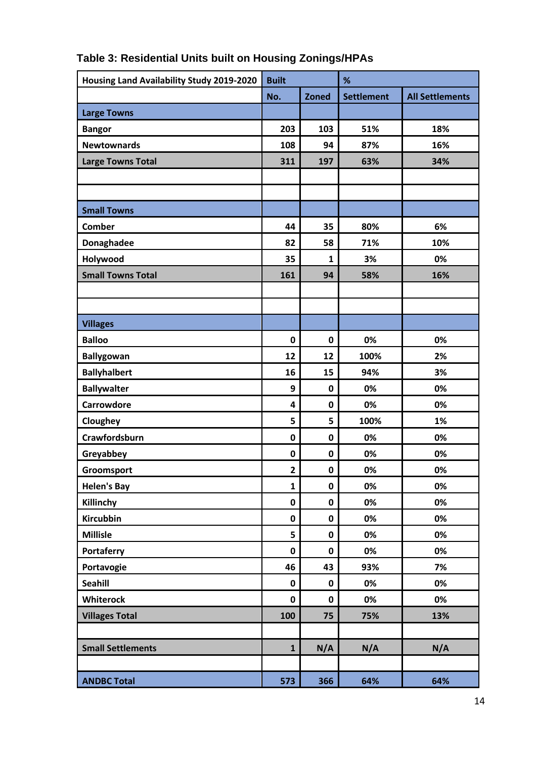### Table 3: Residential Units built on Housing Zonings/HPAs

| Housing Land Availability Study 2019-2020 | Built | | % | |
|---|---|---|---|---|
| | No. | Zoned | Settlement | All Settlements |
| **Large Towns** | | | | |
| Bangor | 203 | 103 | 51% | 18% |
| Newtownards | 108 | 94 | 87% | 16% |
| **Large Towns Total** | 311 | 197 | 63% | 34% |
| | | | | |
| | | | | |
| **Small Towns** | | | | |
| Comber | 44 | 35 | 80% | 6% |
| Donaghadee | 82 | 58 | 71% | 10% |
| Holywood | 35 | 1 | 3% | 0% |
| **Small Towns Total** | 161 | 94 | 58% | 16% |
| | | | | |
| | | | | |
| **Villages** | | | | |
| Balloo | 0 | 0 | 0% | 0% |
| Ballygowan | 12 | 12 | 100% | 2% |
| Ballyhalbert | 16 | 15 | 94% | 3% |
| Ballywalter | 9 | 0 | 0% | 0% |
| Carrowdore | 4 | 0 | 0% | 0% |
| Cloughey | 5 | 5 | 100% | 1% |
| Crawfordsburn | 0 | 0 | 0% | 0% |
| Greyabbey | 0 | 0 | 0% | 0% |
| Groomsport | 2 | 0 | 0% | 0% |
| Helen's Bay | 1 | 0 | 0% | 0% |
| Killinchy | 0 | 0 | 0% | 0% |
| Kircubbin | 0 | 0 | 0% | 0% |
| Millisle | 5 | 0 | 0% | 0% |
| Portaferry | 0 | 0 | 0% | 0% |
| Portavogie | 46 | 43 | 93% | 7% |
| Seahill | 0 | 0 | 0% | 0% |
| Whiterock | 0 | 0 | 0% | 0% |
| **Villages Total** | 100 | 75 | 75% | 13% |
| | | | | |
| **Small Settlements** | 1 | N/A | N/A | N/A |
| | | | | |
| **ANDBC Total** | 573 | 366 | 64% | 64% |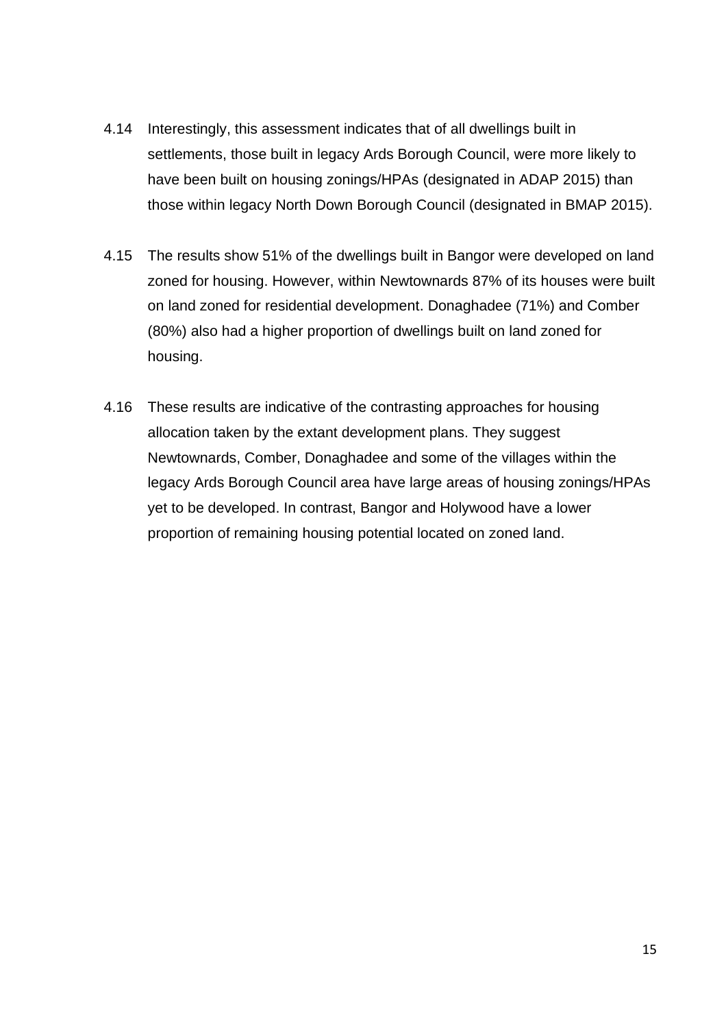4.14 Interestingly, this assessment indicates that of all dwellings built in settlements, those built in legacy Ards Borough Council, were more likely to have been built on housing zonings/HPAs (designated in ADAP 2015) than those within legacy North Down Borough Council (designated in BMAP 2015).

4.15 The results show 51% of the dwellings built in Bangor were developed on land zoned for housing. However, within Newtownards 87% of its houses were built on land zoned for residential development. Donaghadee (71%) and Comber (80%) also had a higher proportion of dwellings built on land zoned for housing.

4.16 These results are indicative of the contrasting approaches for housing allocation taken by the extant development plans. They suggest Newtownards, Comber, Donaghadee and some of the villages within the legacy Ards Borough Council area have large areas of housing zonings/HPAs yet to be developed. In contrast, Bangor and Holywood have a lower proportion of remaining housing potential located on zoned land.